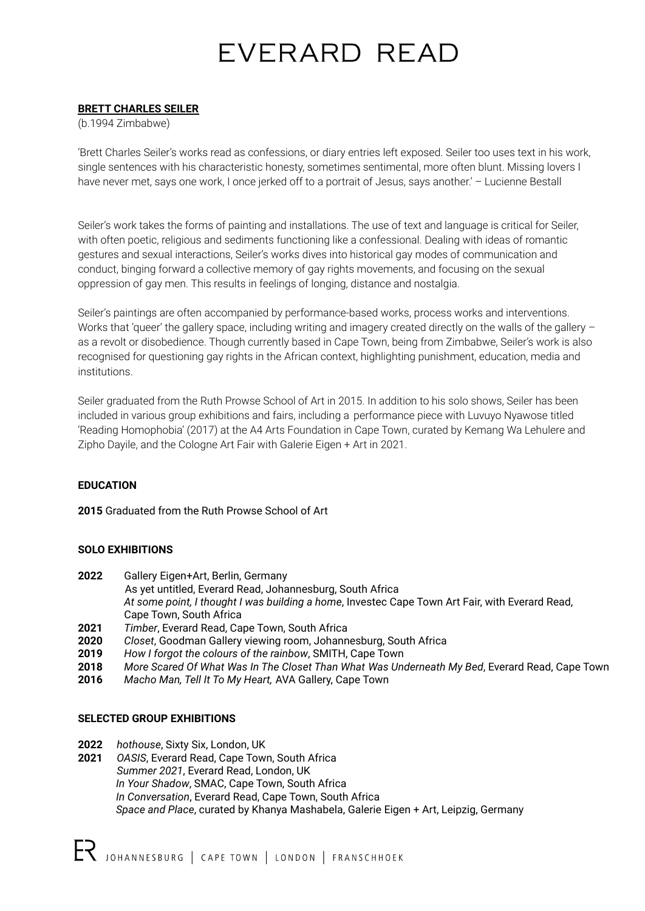# EVERARD READ

**BRETT CHARLES SEILER**

(b.1994 Zimbabwe)

'Brett Charles Seiler's works read as confessions, or diary entries left exposed. Seiler too uses text in his work, single sentences with his characteristic honesty, sometimes sentimental, more often blunt. Missing lovers I have never met, says one work, I once jerked off to a portrait of Jesus, says another.' – Lucienne Bestall

Seiler's work takes the forms of painting and installations. The use of text and language is critical for Seiler, with often poetic, religious and sediments functioning like a confessional. Dealing with ideas of romantic gestures and sexual interactions, Seiler's works dives into historical gay modes of communication and conduct, binging forward a collective memory of gay rights movements, and focusing on the sexual oppression of gay men. This results in feelings of longing, distance and nostalgia.

Seiler's paintings are often accompanied by performance-based works, process works and interventions. Works that 'queer' the gallery space, including writing and imagery created directly on the walls of the gallery – as a revolt or disobedience. Though currently based in Cape Town, being from Zimbabwe, Seiler's work is also recognised for questioning gay rights in the African context, highlighting punishment, education, media and institutions.

Seiler graduated from the Ruth Prowse School of Art in 2015. In addition to his solo shows, Seiler has been included in various group exhibitions and fairs, including a performance piece with Luvuyo Nyawose titled 'Reading Homophobia' (2017) at the A4 Arts Foundation in Cape Town, curated by Kemang Wa Lehulere and Zipho Dayile, and the Cologne Art Fair with Galerie Eigen + Art in 2021.

**EDUCATION**

**2015** Graduated from the Ruth Prowse School of Art

**SOLO EXHIBITIONS**

**2022** Gallery Eigen+Art, Berlin, Germany
As yet untitled, Everard Read, Johannesburg, South Africa
*At some point, I thought I was building a home*, Investec Cape Town Art Fair, with Everard Read, Cape Town, South Africa

**2021** *Timber*, Everard Read, Cape Town, South Africa

**2020** *Closet*, Goodman Gallery viewing room, Johannesburg, South Africa

**2019** *How I forgot the colours of the rainbow*, SMITH, Cape Town

**2018** *More Scared Of What Was In The Closet Than What Was Underneath My Bed*, Everard Read, Cape Town

**2016** *Macho Man, Tell It To My Heart,* AVA Gallery, Cape Town

**SELECTED GROUP EXHIBITIONS**

**2022** *hothouse*, Sixty Six, London, UK

**2021** *OASIS*, Everard Read, Cape Town, South Africa
*Summer 2021*, Everard Read, London, UK
*In Your Shadow*, SMAC, Cape Town, South Africa
*In Conversation*, Everard Read, Cape Town, South Africa
*Space and Place*, curated by Khanya Mashabela, Galerie Eigen + Art, Leipzig, Germany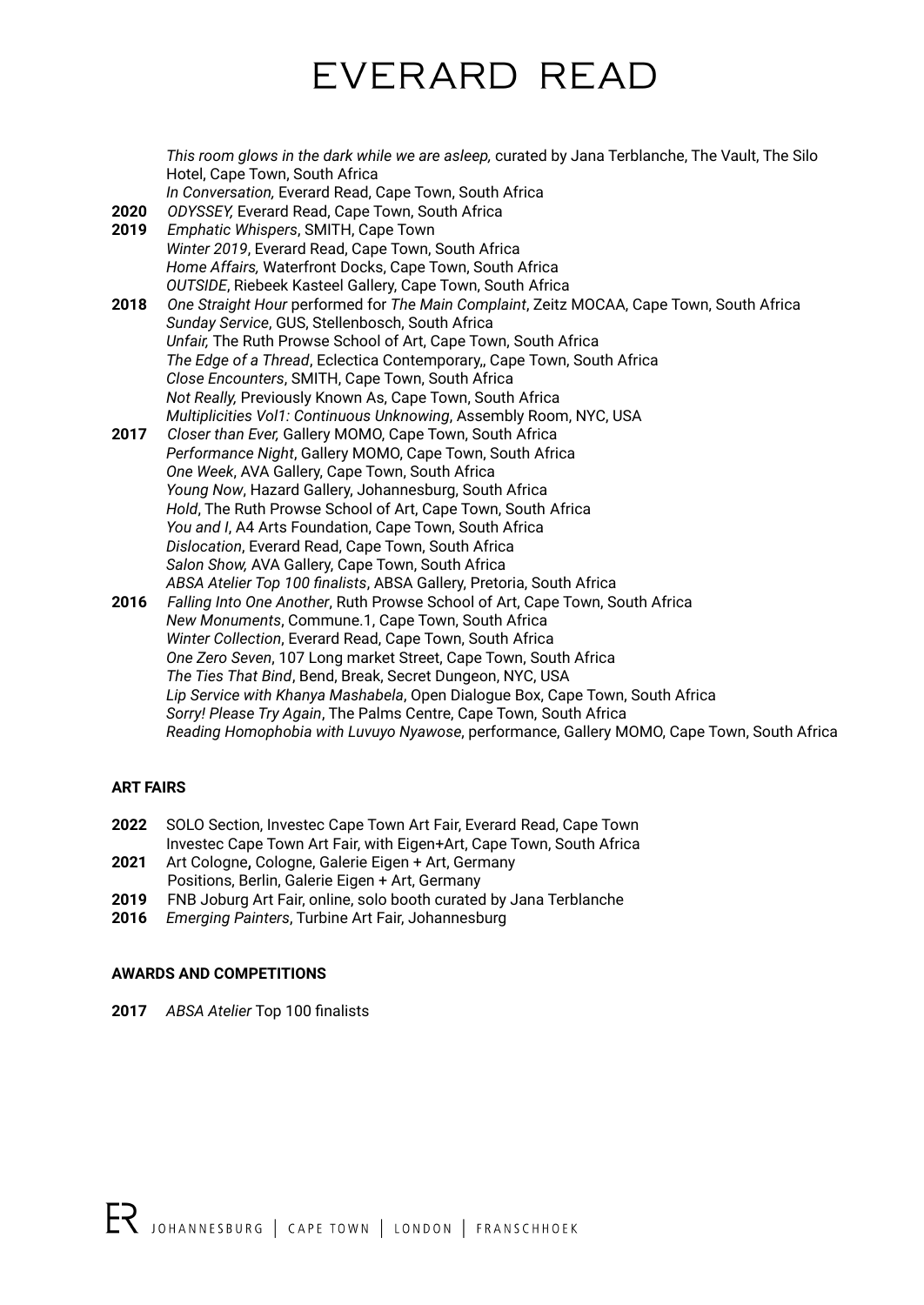*This room glows in the dark while we are asleep,* curated by Jana Terblanche, The Vault, The Silo Hotel, Cape Town, South Africa
*In Conversation,* Everard Read, Cape Town, South Africa

**2020** *ODYSSEY,* Everard Read, Cape Town, South Africa

**2019** *Emphatic Whispers*, SMITH, Cape Town
*Winter 2019*, Everard Read, Cape Town, South Africa
*Home Affairs,* Waterfront Docks, Cape Town, South Africa
*OUTSIDE*, Riebeek Kasteel Gallery, Cape Town, South Africa

**2018** *One Straight Hour* performed for *The Main Complaint*, Zeitz MOCAA, Cape Town, South Africa
*Sunday Service*, GUS, Stellenbosch, South Africa
*Unfair,* The Ruth Prowse School of Art, Cape Town, South Africa
*The Edge of a Thread*, Eclectica Contemporary,, Cape Town, South Africa
*Close Encounters*, SMITH, Cape Town, South Africa
*Not Really,* Previously Known As, Cape Town, South Africa
*Multiplicities Vol1: Continuous Unknowing*, Assembly Room, NYC, USA

**2017** *Closer than Ever,* Gallery MOMO, Cape Town, South Africa
*Performance Night*, Gallery MOMO, Cape Town, South Africa
*One Week*, AVA Gallery, Cape Town, South Africa
*Young Now*, Hazard Gallery, Johannesburg, South Africa
*Hold*, The Ruth Prowse School of Art, Cape Town, South Africa
*You and I*, A4 Arts Foundation, Cape Town, South Africa
*Dislocation*, Everard Read, Cape Town, South Africa
*Salon Show,* AVA Gallery, Cape Town, South Africa
*ABSA Atelier Top 100 finalists*, ABSA Gallery, Pretoria, South Africa

**2016** *Falling Into One Another*, Ruth Prowse School of Art, Cape Town, South Africa
*New Monuments*, Commune.1, Cape Town, South Africa
*Winter Collection*, Everard Read, Cape Town, South Africa
*One Zero Seven*, 107 Long market Street, Cape Town, South Africa
*The Ties That Bind*, Bend, Break, Secret Dungeon, NYC, USA
*Lip Service with Khanya Mashabela*, Open Dialogue Box, Cape Town, South Africa
*Sorry! Please Try Again*, The Palms Centre, Cape Town, South Africa
*Reading Homophobia with Luvuyo Nyawose*, performance, Gallery MOMO, Cape Town, South Africa

## ART FAIRS

**2022** SOLO Section, Investec Cape Town Art Fair, Everard Read, Cape Town
Investec Cape Town Art Fair, with Eigen+Art, Cape Town, South Africa

**2021** Art Cologne**,** Cologne, Galerie Eigen + Art, Germany
Positions, Berlin, Galerie Eigen + Art, Germany

**2019** FNB Joburg Art Fair, online, solo booth curated by Jana Terblanche

**2016** *Emerging Painters*, Turbine Art Fair, Johannesburg

## AWARDS AND COMPETITIONS

**2017** *ABSA Atelier* Top 100 finalists